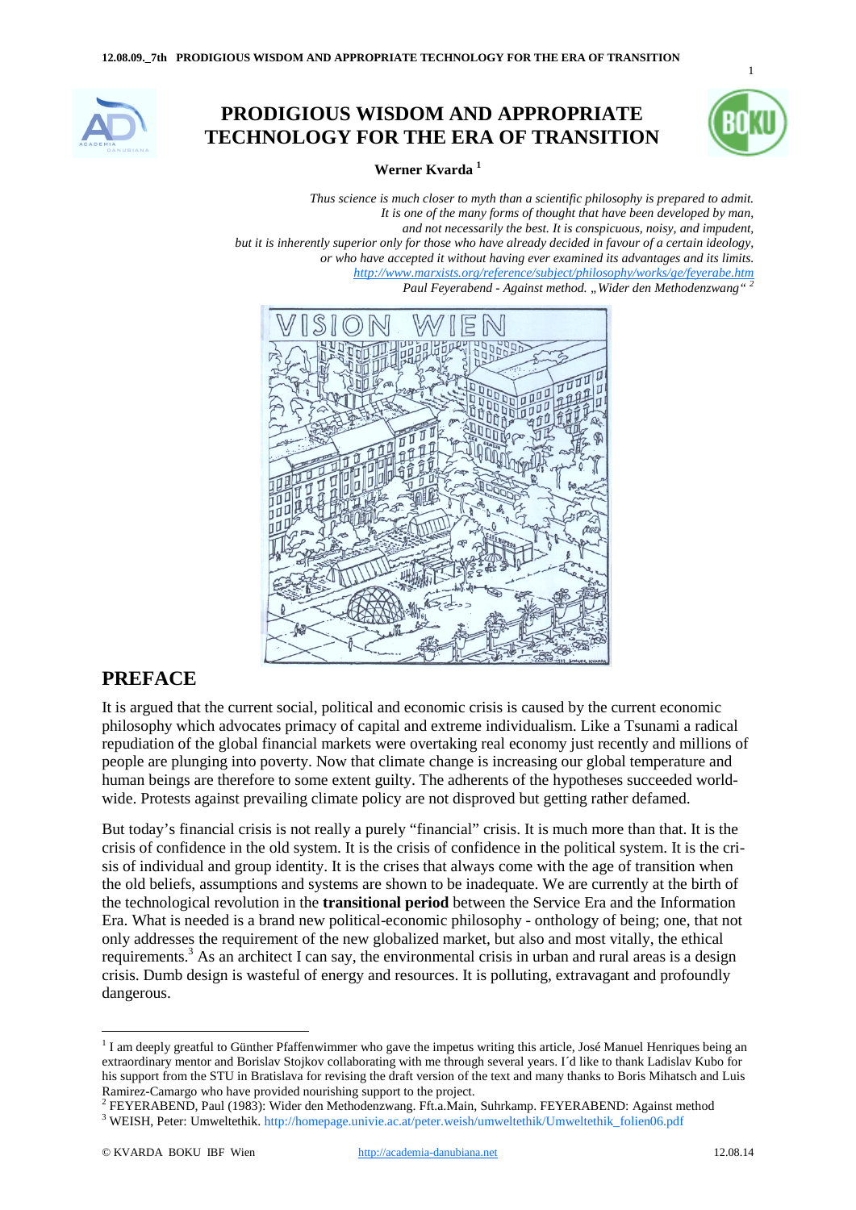// PRODIGIOUS WISDOM AND APPROPRIATE TECHNOLOGY FOR THE ERA OF TRANSITION

# PRODIGIOUS WISDOM AND APPROPRIATE TECHNOLOGY FOR THE ERA OF TRANSITION

**Werner Kvarda** [1]

*Thus science is much closer to myth than a scientific philosophy is prepared to admit.*
*It is one of the many forms of thought that have been developed by man,*
*and not necessarily the best. It is conspicuous, noisy, and impudent,*
*but it is inherently superior only for those who have already decided in favour of a certain ideology,*
*or who have accepted it without having ever examined its advantages and its limits.*
*http://www.marxists.org/reference/subject/philosophy/works/ge/feyerabe.htm*
*Paul Feyerabend - Against method. „Wider den Methodenzwang"* [2]

## PREFACE

It is argued that the current social, political and economic crisis is caused by the current economic philosophy which advocates primacy of capital and extreme individualism. Like a Tsunami a radical repudiation of the global financial markets were overtaking real economy just recently and millions of people are plunging into poverty. Now that climate change is increasing our global temperature and human beings are therefore to some extent guilty. The adherents of the hypotheses succeeded world-wide. Protests against prevailing climate policy are not disproved but getting rather defamed.

But today's financial crisis is not really a purely "financial" crisis. It is much more than that. It is the crisis of confidence in the old system. It is the crisis of confidence in the political system. It is the crisis of individual and group identity. It is the crises that always come with the age of transition when the old beliefs, assumptions and systems are shown to be inadequate. We are currently at the birth of the technological revolution in the **transitional period** between the Service Era and the Information Era. What is needed is a brand new political-economic philosophy - onthology of being; one, that not only addresses the requirement of the new globalized market, but also and most vitally, the ethical requirements.[3] As an architect I can say, the environmental crisis in urban and rural areas is a design crisis. Dumb design is wasteful of energy and resources. It is polluting, extravagant and profoundly dangerous.

---

[1] I am deeply greatful to Günther Pfaffenwimmer who gave the impetus writing this article, José Manuel Henriques being an extraordinary mentor and Borislav Stojkov collaborating with me through several years. I´d like to thank Ladislav Kubo for his support from the STU in Bratislava for revising the draft version of the text and many thanks to Boris Mihatsch and Luis Ramirez-Camargo who have provided nourishing support to the project.

[2] FEYERABEND, Paul (1983): Wider den Methodenzwang. Fft.a.Main, Suhrkamp. FEYERABEND: Against method

[3] WEISH, Peter: Umweltethik. http://homepage.univie.ac.at/peter.weish/umweltethik/Umweltethik_folien06.pdf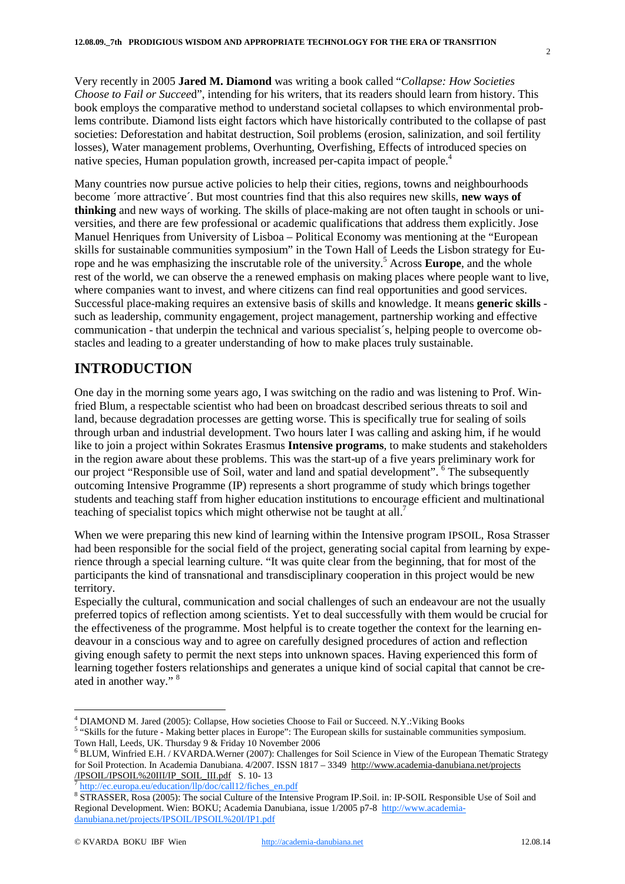Very recently in 2005 **Jared M. Diamond** was writing a book called "*Collapse: How Societies Choose to Fail or Succee*d", intending for his writers, that its readers should learn from history. This book employs the comparative method to understand societal collapses to which environmental problems contribute. Diamond lists eight factors which have historically contributed to the collapse of past societies: Deforestation and habitat destruction, Soil problems (erosion, salinization, and soil fertility losses), Water management problems, Overhunting, Overfishing, Effects of introduced species on native species, Human population growth, increased per-capita impact of people.[4]

Many countries now pursue active policies to help their cities, regions, towns and neighbourhoods become ´more attractive´. But most countries find that this also requires new skills, **new ways of thinking** and new ways of working. The skills of place-making are not often taught in schools or universities, and there are few professional or academic qualifications that address them explicitly. Jose Manuel Henriques from University of Lisboa – Political Economy was mentioning at the "European skills for sustainable communities symposium" in the Town Hall of Leeds the Lisbon strategy for Europe and he was emphasizing the inscrutable role of the university.[5] Across **Europe**, and the whole rest of the world, we can observe the a renewed emphasis on making places where people want to live, where companies want to invest, and where citizens can find real opportunities and good services. Successful place-making requires an extensive basis of skills and knowledge. It means **generic skills** - such as leadership, community engagement, project management, partnership working and effective communication - that underpin the technical and various specialist´s, helping people to overcome obstacles and leading to a greater understanding of how to make places truly sustainable.

## INTRODUCTION

One day in the morning some years ago, I was switching on the radio and was listening to Prof. Winfried Blum, a respectable scientist who had been on broadcast described serious threats to soil and land, because degradation processes are getting worse. This is specifically true for sealing of soils through urban and industrial development. Two hours later I was calling and asking him, if he would like to join a project within Sokrates Erasmus **Intensive programs**, to make students and stakeholders in the region aware about these problems. This was the start-up of a five years preliminary work for our project "Responsible use of Soil, water and land and spatial development". [6] The subsequently outcoming Intensive Programme (IP) represents a short programme of study which brings together students and teaching staff from higher education institutions to encourage efficient and multinational teaching of specialist topics which might otherwise not be taught at all.[7]

When we were preparing this new kind of learning within the Intensive program IPSOIL, Rosa Strasser had been responsible for the social field of the project, generating social capital from learning by experience through a special learning culture. "It was quite clear from the beginning, that for most of the participants the kind of transnational and transdisciplinary cooperation in this project would be new territory.

Especially the cultural, communication and social challenges of such an endeavour are not the usually preferred topics of reflection among scientists. Yet to deal successfully with them would be crucial for the effectiveness of the programme. Most helpful is to create together the context for the learning endeavour in a conscious way and to agree on carefully designed procedures of action and reflection giving enough safety to permit the next steps into unknown spaces. Having experienced this form of learning together fosters relationships and generates a unique kind of social capital that cannot be created in another way." [8]

---

[4] DIAMOND M. Jared (2005): Collapse, How societies Choose to Fail or Succeed. N.Y.:Viking Books

[5] "Skills for the future - Making better places in Europe": The European skills for sustainable communities symposium. Town Hall, Leeds, UK. Thursday 9 & Friday 10 November 2006

[6] BLUM, Winfried E.H. / KVARDA.Werner (2007): Challenges for Soil Science in View of the European Thematic Strategy for Soil Protection. In Academia Danubiana. 4/2007. ISSN 1817 – 3349 http://www.academia-danubiana.net/projects/IPSOIL/IPSOIL%20III/IP_SOIL_III.pdf S. 10- 13

[7] http://ec.europa.eu/education/llp/doc/call12/fiches_en.pdf

[8] STRASSER, Rosa (2005): The social Culture of the Intensive Program IP.Soil. in: IP-SOIL Responsible Use of Soil and Regional Development. Wien: BOKU; Academia Danubiana, issue 1/2005 p7-8 http://www.academia-danubiana.net/projects/IPSOIL/IPSOIL%20I/IP1.pdf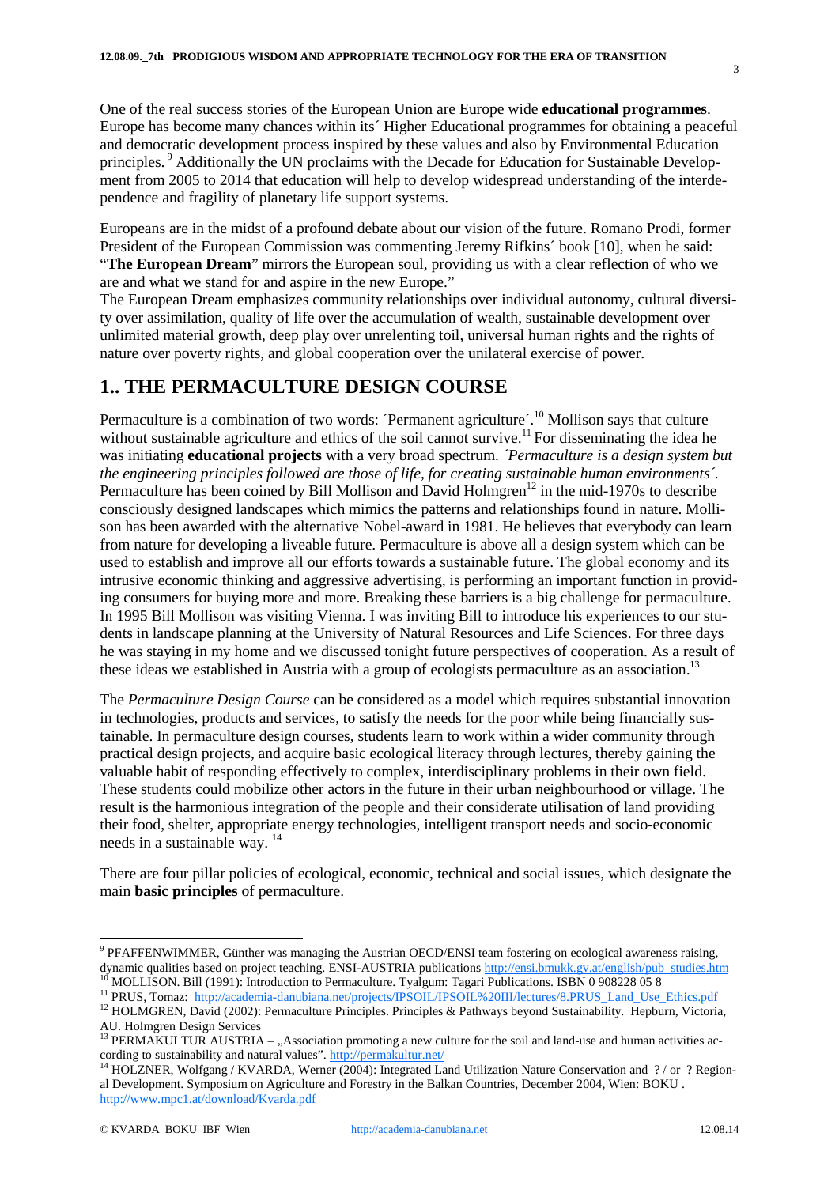One of the real success stories of the European Union are Europe wide **educational programmes**. Europe has become many chances within its´ Higher Educational programmes for obtaining a peaceful and democratic development process inspired by these values and also by Environmental Education principles. [9] Additionally the UN proclaims with the Decade for Education for Sustainable Development from 2005 to 2014 that education will help to develop widespread understanding of the interdependence and fragility of planetary life support systems.

Europeans are in the midst of a profound debate about our vision of the future. Romano Prodi, former President of the European Commission was commenting Jeremy Rifkins´ book [10], when he said: "**The European Dream**" mirrors the European soul, providing us with a clear reflection of who we are and what we stand for and aspire in the new Europe."
The European Dream emphasizes community relationships over individual autonomy, cultural diversity over assimilation, quality of life over the accumulation of wealth, sustainable development over unlimited material growth, deep play over unrelenting toil, universal human rights and the rights of nature over poverty rights, and global cooperation over the unilateral exercise of power.

## 1.. THE PERMACULTURE DESIGN COURSE

Permaculture is a combination of two words: ´Permanent agriculture´.[10] Mollison says that culture without sustainable agriculture and ethics of the soil cannot survive.[11] For disseminating the idea he was initiating **educational projects** with a very broad spectrum. *´Permaculture is a design system but the engineering principles followed are those of life, for creating sustainable human environments´*. Permaculture has been coined by Bill Mollison and David Holmgren[12] in the mid-1970s to describe consciously designed landscapes which mimics the patterns and relationships found in nature. Mollison has been awarded with the alternative Nobel-award in 1981. He believes that everybody can learn from nature for developing a liveable future. Permaculture is above all a design system which can be used to establish and improve all our efforts towards a sustainable future. The global economy and its intrusive economic thinking and aggressive advertising, is performing an important function in providing consumers for buying more and more. Breaking these barriers is a big challenge for permaculture. In 1995 Bill Mollison was visiting Vienna. I was inviting Bill to introduce his experiences to our students in landscape planning at the University of Natural Resources and Life Sciences. For three days he was staying in my home and we discussed tonight future perspectives of cooperation. As a result of these ideas we established in Austria with a group of ecologists permaculture as an association.[13]

The *Permaculture Design Course* can be considered as a model which requires substantial innovation in technologies, products and services, to satisfy the needs for the poor while being financially sustainable. In permaculture design courses, students learn to work within a wider community through practical design projects, and acquire basic ecological literacy through lectures, thereby gaining the valuable habit of responding effectively to complex, interdisciplinary problems in their own field. These students could mobilize other actors in the future in their urban neighbourhood or village. The result is the harmonious integration of the people and their considerate utilisation of land providing their food, shelter, appropriate energy technologies, intelligent transport needs and socio-economic needs in a sustainable way. [14]

There are four pillar policies of ecological, economic, technical and social issues, which designate the main **basic principles** of permaculture.

---

[9] PFAFFENWIMMER, Günther was managing the Austrian OECD/ENSI team fostering on ecological awareness raising, dynamic qualities based on project teaching. ENSI-AUSTRIA publications http://ensi.bmukk.gv.at/english/pub_studies.htm

[10] MOLLISON. Bill (1991): Introduction to Permaculture. Tyalgum: Tagari Publications. ISBN 0 908228 05 8

[11] PRUS, Tomaz: http://academia-danubiana.net/projects/IPSOIL/IPSOIL%20III/lectures/8.PRUS_Land_Use_Ethics.pdf

[12] HOLMGREN, David (2002): Permaculture Principles. Principles & Pathways beyond Sustainability. Hepburn, Victoria, AU. Holmgren Design Services

[13] PERMAKULTUR AUSTRIA – „Association promoting a new culture for the soil and land-use and human activities according to sustainability and natural values". http://permakultur.net/

[14] HOLZNER, Wolfgang / KVARDA, Werner (2004): Integrated Land Utilization Nature Conservation and ? / or ? Regional Development. Symposium on Agriculture and Forestry in the Balkan Countries, December 2004, Wien: BOKU . http://www.mpc1.at/download/Kvarda.pdf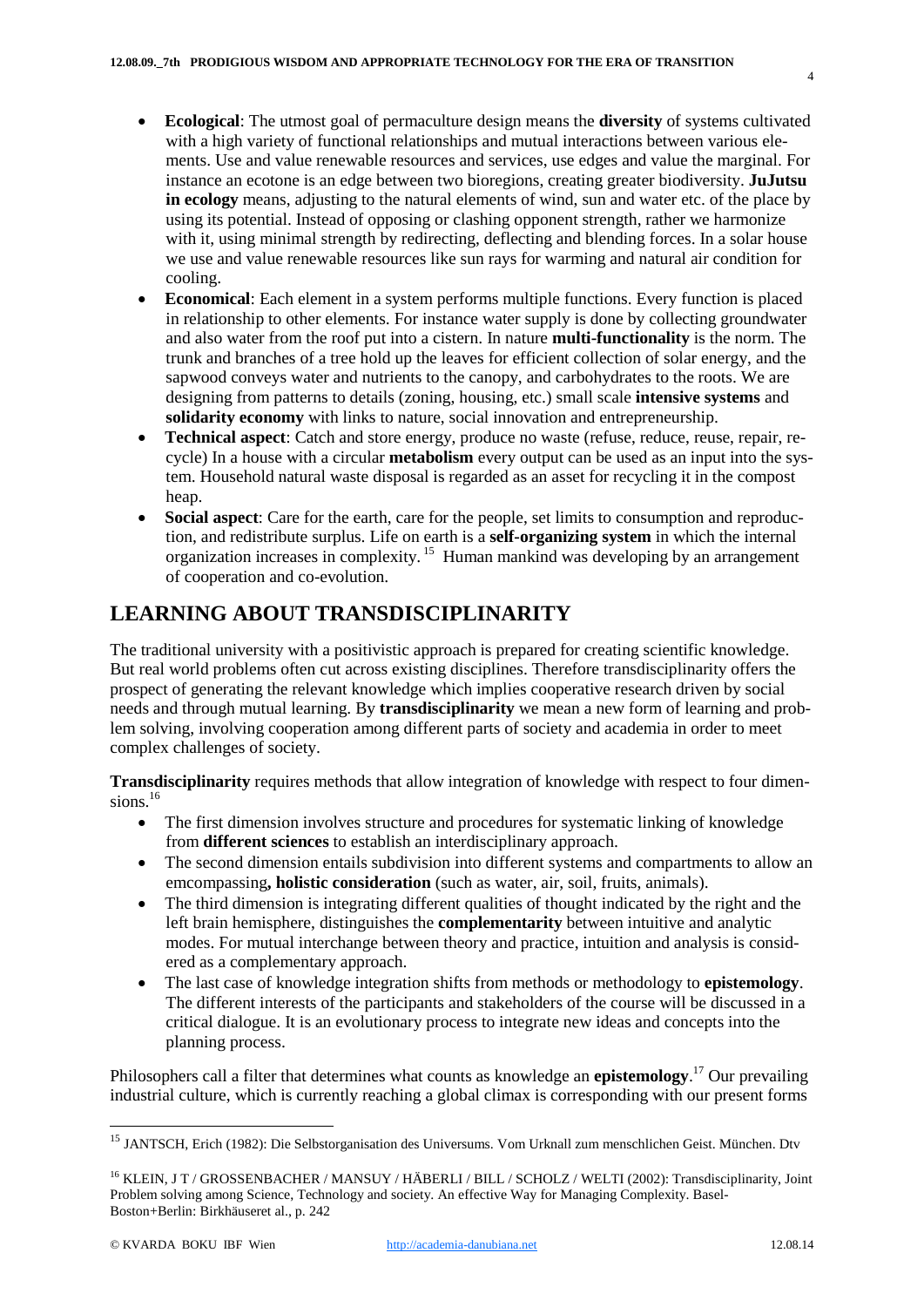- **Ecological**: The utmost goal of permaculture design means the **diversity** of systems cultivated with a high variety of functional relationships and mutual interactions between various elements. Use and value renewable resources and services, use edges and value the marginal. For instance an ecotone is an edge between two bioregions, creating greater biodiversity. **JuJutsu in ecology** means, adjusting to the natural elements of wind, sun and water etc. of the place by using its potential. Instead of opposing or clashing opponent strength, rather we harmonize with it, using minimal strength by redirecting, deflecting and blending forces. In a solar house we use and value renewable resources like sun rays for warming and natural air condition for cooling.
- **Economical**: Each element in a system performs multiple functions. Every function is placed in relationship to other elements. For instance water supply is done by collecting groundwater and also water from the roof put into a cistern. In nature **multi-functionality** is the norm. The trunk and branches of a tree hold up the leaves for efficient collection of solar energy, and the sapwood conveys water and nutrients to the canopy, and carbohydrates to the roots. We are designing from patterns to details (zoning, housing, etc.) small scale **intensive systems** and **solidarity economy** with links to nature, social innovation and entrepreneurship.
- **Technical aspect**: Catch and store energy, produce no waste (refuse, reduce, reuse, repair, recycle) In a house with a circular **metabolism** every output can be used as an input into the system. Household natural waste disposal is regarded as an asset for recycling it in the compost heap.
- **Social aspect**: Care for the earth, care for the people, set limits to consumption and reproduction, and redistribute surplus. Life on earth is a **self-organizing system** in which the internal organization increases in complexity. [15] Human mankind was developing by an arrangement of cooperation and co-evolution.

## LEARNING ABOUT TRANSDISCIPLINARITY

The traditional university with a positivistic approach is prepared for creating scientific knowledge. But real world problems often cut across existing disciplines. Therefore transdisciplinarity offers the prospect of generating the relevant knowledge which implies cooperative research driven by social needs and through mutual learning. By **transdisciplinarity** we mean a new form of learning and problem solving, involving cooperation among different parts of society and academia in order to meet complex challenges of society.

**Transdisciplinarity** requires methods that allow integration of knowledge with respect to four dimensions.[16]

- The first dimension involves structure and procedures for systematic linking of knowledge from **different sciences** to establish an interdisciplinary approach.
- The second dimension entails subdivision into different systems and compartments to allow an emcompassing**, holistic consideration** (such as water, air, soil, fruits, animals).
- The third dimension is integrating different qualities of thought indicated by the right and the left brain hemisphere, distinguishes the **complementarity** between intuitive and analytic modes. For mutual interchange between theory and practice, intuition and analysis is considered as a complementary approach.
- The last case of knowledge integration shifts from methods or methodology to **epistemology**. The different interests of the participants and stakeholders of the course will be discussed in a critical dialogue. It is an evolutionary process to integrate new ideas and concepts into the planning process.

Philosophers call a filter that determines what counts as knowledge an **epistemology**.[17] Our prevailing industrial culture, which is currently reaching a global climax is corresponding with our present forms

---

[15] JANTSCH, Erich (1982): Die Selbstorganisation des Universums. Vom Urknall zum menschlichen Geist. München. Dtv

[16] KLEIN, J T / GROSSENBACHER / MANSUY / HÄBERLI / BILL / SCHOLZ / WELTI (2002): Transdisciplinarity, Joint Problem solving among Science, Technology and society. An effective Way for Managing Complexity. Basel-Boston+Berlin: Birkhäuseret al., p. 242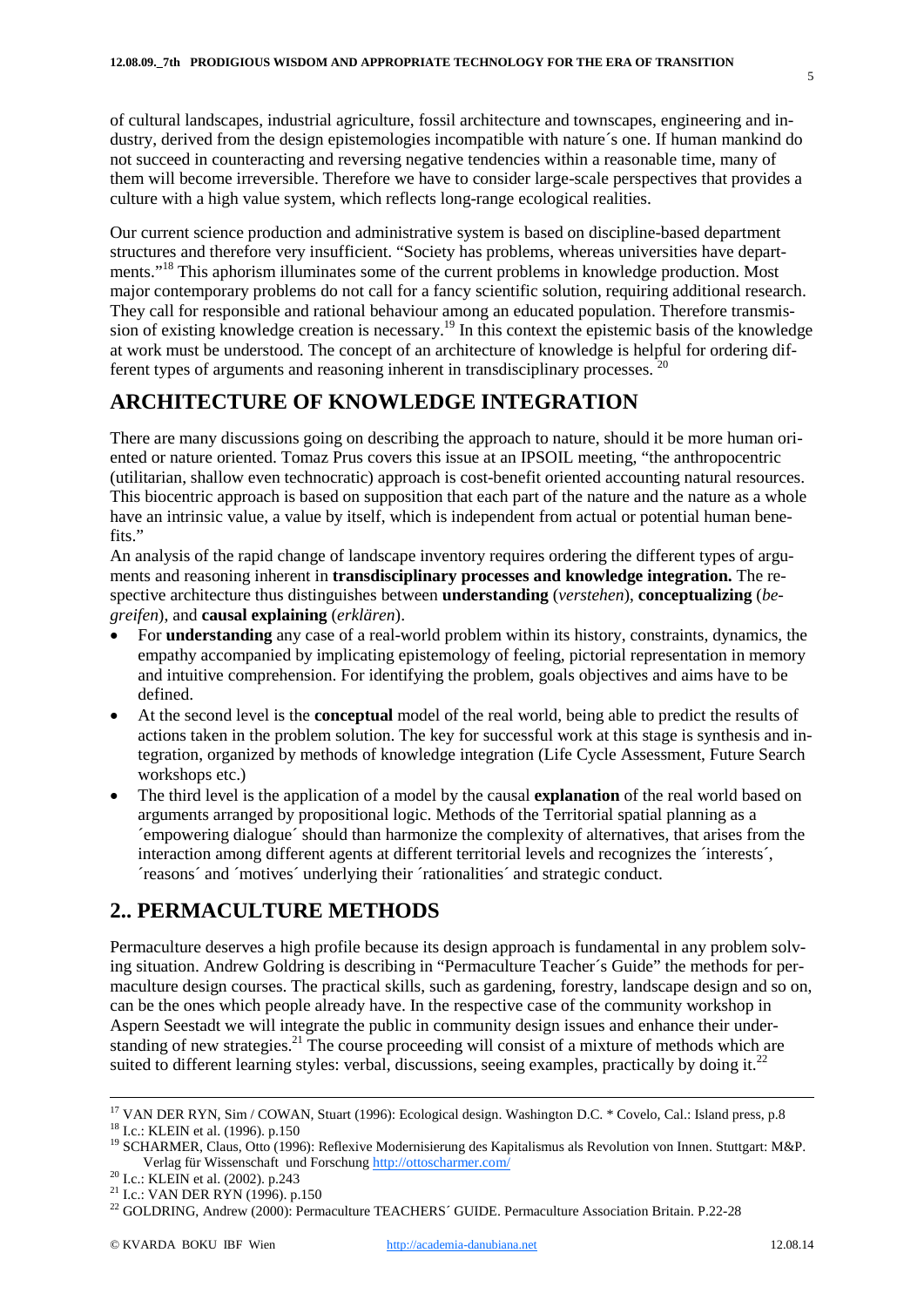of cultural landscapes, industrial agriculture, fossil architecture and townscapes, engineering and industry, derived from the design epistemologies incompatible with nature´s one. If human mankind do not succeed in counteracting and reversing negative tendencies within a reasonable time, many of them will become irreversible. Therefore we have to consider large-scale perspectives that provides a culture with a high value system, which reflects long-range ecological realities.

Our current science production and administrative system is based on discipline-based department structures and therefore very insufficient. “Society has problems, whereas universities have departments.”[18] This aphorism illuminates some of the current problems in knowledge production. Most major contemporary problems do not call for a fancy scientific solution, requiring additional research. They call for responsible and rational behaviour among an educated population. Therefore transmission of existing knowledge creation is necessary.[19] In this context the epistemic basis of the knowledge at work must be understood. The concept of an architecture of knowledge is helpful for ordering different types of arguments and reasoning inherent in transdisciplinary processes. [20]

## ARCHITECTURE OF KNOWLEDGE INTEGRATION

There are many discussions going on describing the approach to nature, should it be more human oriented or nature oriented. Tomaz Prus covers this issue at an IPSOIL meeting, “the anthropocentric (utilitarian, shallow even technocratic) approach is cost-benefit oriented accounting natural resources. This biocentric approach is based on supposition that each part of the nature and the nature as a whole have an intrinsic value, a value by itself, which is independent from actual or potential human benefits.”

An analysis of the rapid change of landscape inventory requires ordering the different types of arguments and reasoning inherent in **transdisciplinary processes and knowledge integration.** The respective architecture thus distinguishes between **understanding** (*verstehen*), **conceptualizing** (*begreifen*), and **causal explaining** (*erklären*).

- For **understanding** any case of a real-world problem within its history, constraints, dynamics, the empathy accompanied by implicating epistemology of feeling, pictorial representation in memory and intuitive comprehension. For identifying the problem, goals objectives and aims have to be defined.
- At the second level is the **conceptual** model of the real world, being able to predict the results of actions taken in the problem solution. The key for successful work at this stage is synthesis and integration, organized by methods of knowledge integration (Life Cycle Assessment, Future Search workshops etc.)
- The third level is the application of a model by the causal **explanation** of the real world based on arguments arranged by propositional logic. Methods of the Territorial spatial planning as a ´empowering dialogue´ should than harmonize the complexity of alternatives, that arises from the interaction among different agents at different territorial levels and recognizes the ´interests´, ´reasons´ and ´motives´ underlying their ´rationalities´ and strategic conduct.

## 2.. PERMACULTURE METHODS

Permaculture deserves a high profile because its design approach is fundamental in any problem solving situation. Andrew Goldring is describing in “Permaculture Teacher´s Guide” the methods for permaculture design courses. The practical skills, such as gardening, forestry, landscape design and so on, can be the ones which people already have. In the respective case of the community workshop in Aspern Seestadt we will integrate the public in community design issues and enhance their understanding of new strategies.[21] The course proceeding will consist of a mixture of methods which are suited to different learning styles: verbal, discussions, seeing examples, practically by doing it.[22]

---

[17] VAN DER RYN, Sim / COWAN, Stuart (1996): Ecological design. Washington D.C. * Covelo, Cal.: Island press, p.8
[18] I.c.: KLEIN et al. (1996). p.150
[19] SCHARMER, Claus, Otto (1996): Reflexive Modernisierung des Kapitalismus als Revolution von Innen. Stuttgart: M&P. Verlag für Wissenschaft und Forschung http://ottoscharmer.com/
[20] I.c.: KLEIN et al. (2002). p.243
[21] I.c.: VAN DER RYN (1996). p.150
[22] GOLDRING, Andrew (2000): Permaculture TEACHERS´ GUIDE. Permaculture Association Britain. P.22-28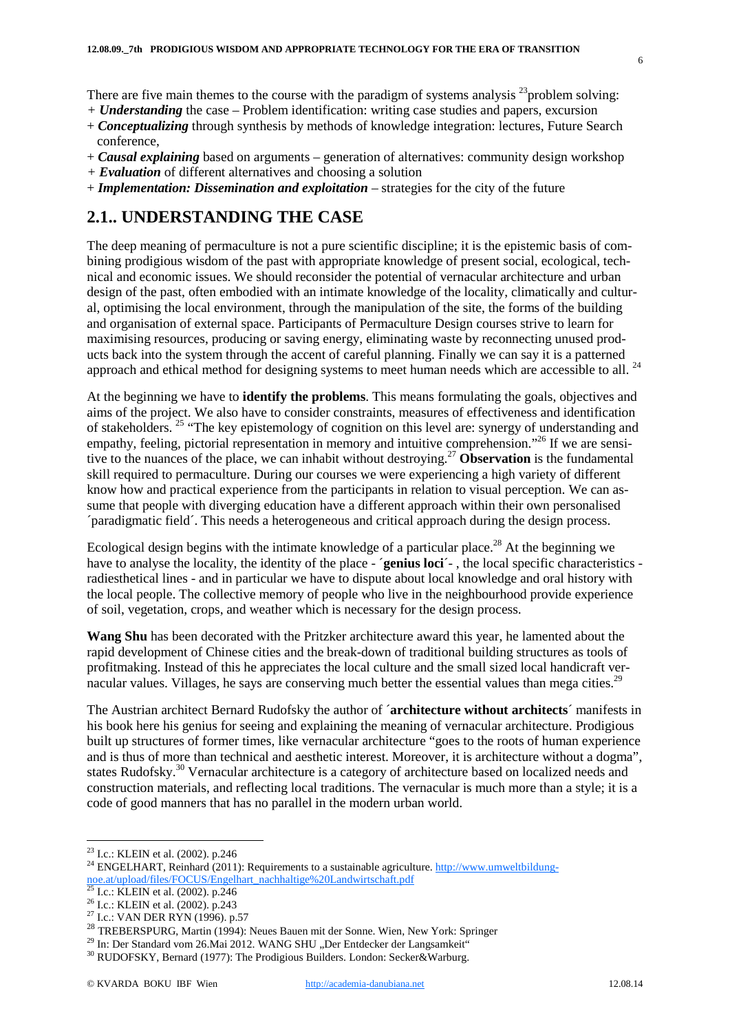There are five main themes to the course with the paradigm of systems analysis [23]problem solving:

+ ***Understanding*** the case – Problem identification: writing case studies and papers, excursion
+ ***Conceptualizing*** through synthesis by methods of knowledge integration: lectures, Future Search conference,
+ ***Causal explaining*** based on arguments – generation of alternatives: community design workshop
+ ***Evaluation*** of different alternatives and choosing a solution
+ ***Implementation: Dissemination and exploitation*** – strategies for the city of the future

## 2.1.. UNDERSTANDING THE CASE

The deep meaning of permaculture is not a pure scientific discipline; it is the epistemic basis of combining prodigious wisdom of the past with appropriate knowledge of present social, ecological, technical and economic issues. We should reconsider the potential of vernacular architecture and urban design of the past, often embodied with an intimate knowledge of the locality, climatically and cultural, optimising the local environment, through the manipulation of the site, the forms of the building and organisation of external space. Participants of Permaculture Design courses strive to learn for maximising resources, producing or saving energy, eliminating waste by reconnecting unused products back into the system through the accent of careful planning. Finally we can say it is a patterned approach and ethical method for designing systems to meet human needs which are accessible to all. [24]

At the beginning we have to **identify the problems**. This means formulating the goals, objectives and aims of the project. We also have to consider constraints, measures of effectiveness and identification of stakeholders. [25] "The key epistemology of cognition on this level are: synergy of understanding and empathy, feeling, pictorial representation in memory and intuitive comprehension."[26] If we are sensitive to the nuances of the place, we can inhabit without destroying.[27] **Observation** is the fundamental skill required to permaculture. During our courses we were experiencing a high variety of different know how and practical experience from the participants in relation to visual perception. We can assume that people with diverging education have a different approach within their own personalised ´paradigmatic field´. This needs a heterogeneous and critical approach during the design process.

Ecological design begins with the intimate knowledge of a particular place.[28] At the beginning we have to analyse the locality, the identity of the place - ´**genius loci**´- , the local specific characteristics - radiesthetical lines - and in particular we have to dispute about local knowledge and oral history with the local people. The collective memory of people who live in the neighbourhood provide experience of soil, vegetation, crops, and weather which is necessary for the design process.

**Wang Shu** has been decorated with the Pritzker architecture award this year, he lamented about the rapid development of Chinese cities and the break-down of traditional building structures as tools of profitmaking. Instead of this he appreciates the local culture and the small sized local handicraft vernacular values. Villages, he says are conserving much better the essential values than mega cities.[29]

The Austrian architect Bernard Rudofsky the author of ´**architecture without architects**´ manifests in his book here his genius for seeing and explaining the meaning of vernacular architecture. Prodigious built up structures of former times, like vernacular architecture "goes to the roots of human experience and is thus of more than technical and aesthetic interest. Moreover, it is architecture without a dogma", states Rudofsky.[30] Vernacular architecture is a category of architecture based on localized needs and construction materials, and reflecting local traditions. The vernacular is much more than a style; it is a code of good manners that has no parallel in the modern urban world.

---

[23] I.c.: KLEIN et al. (2002). p.246

[24] ENGELHART, Reinhard (2011): Requirements to a sustainable agriculture. http://www.umweltbildung-noe.at/upload/files/FOCUS/Engelhart_nachhaltige%20Landwirtschaft.pdf

[25] I.c.: KLEIN et al. (2002). p.246

[26] I.c.: KLEIN et al. (2002). p.243

[27] I.c.: VAN DER RYN (1996). p.57

[28] TREBERSPURG, Martin (1994): Neues Bauen mit der Sonne. Wien, New York: Springer

[29] In: Der Standard vom 26.Mai 2012. WANG SHU „Der Entdecker der Langsamkeit"

[30] RUDOFSKY, Bernard (1977): The Prodigious Builders. London: Secker&Warburg.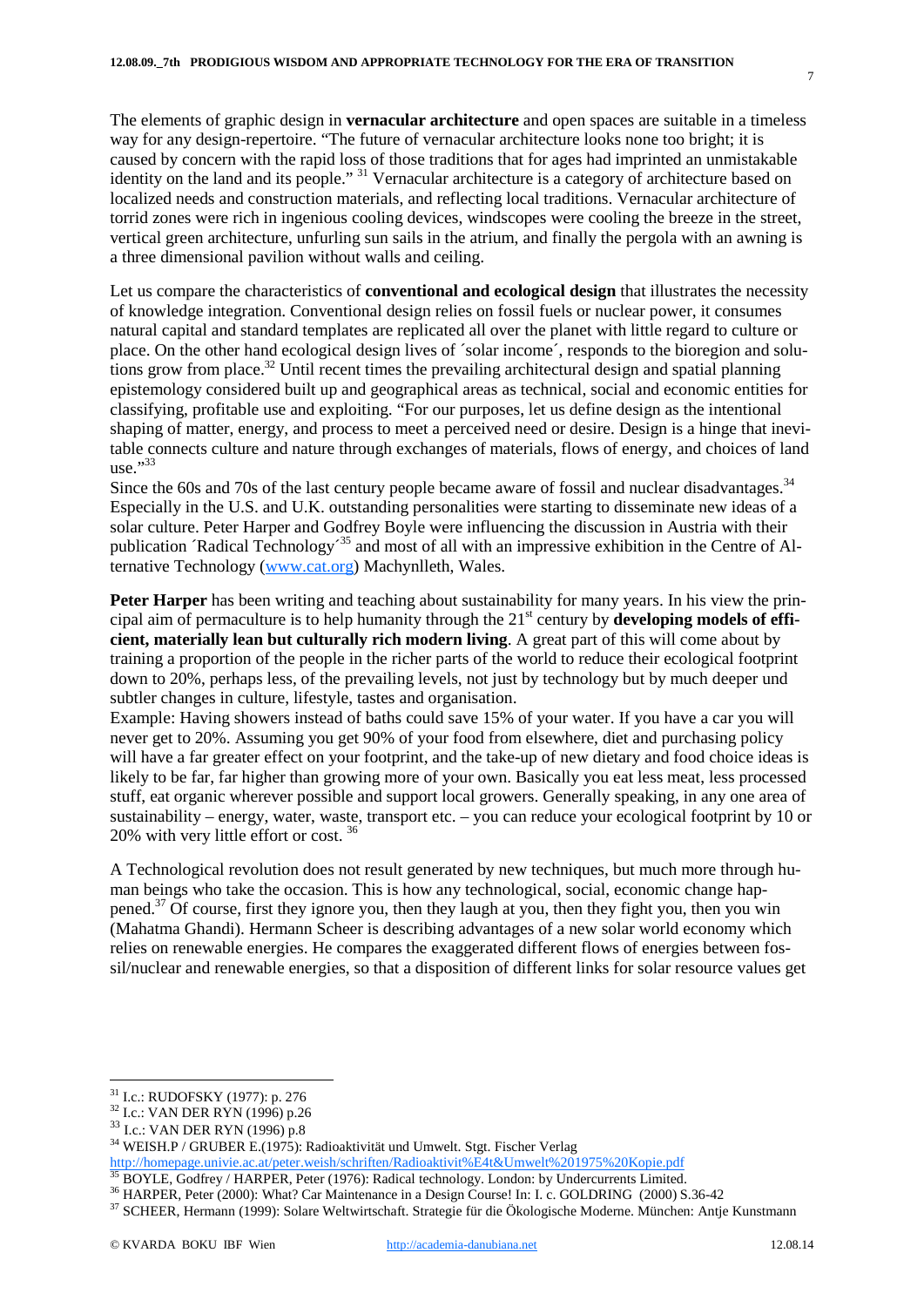The elements of graphic design in **vernacular architecture** and open spaces are suitable in a timeless way for any design-repertoire. “The future of vernacular architecture looks none too bright; it is caused by concern with the rapid loss of those traditions that for ages had imprinted an unmistakable identity on the land and its people.” [31] Vernacular architecture is a category of architecture based on localized needs and construction materials, and reflecting local traditions. Vernacular architecture of torrid zones were rich in ingenious cooling devices, windscopes were cooling the breeze in the street, vertical green architecture, unfurling sun sails in the atrium, and finally the pergola with an awning is a three dimensional pavilion without walls and ceiling.

Let us compare the characteristics of **conventional and ecological design** that illustrates the necessity of knowledge integration. Conventional design relies on fossil fuels or nuclear power, it consumes natural capital and standard templates are replicated all over the planet with little regard to culture or place. On the other hand ecological design lives of ´solar income´, responds to the bioregion and solutions grow from place.[32] Until recent times the prevailing architectural design and spatial planning epistemology considered built up and geographical areas as technical, social and economic entities for classifying, profitable use and exploiting. “For our purposes, let us define design as the intentional shaping of matter, energy, and process to meet a perceived need or desire. Design is a hinge that inevitable connects culture and nature through exchanges of materials, flows of energy, and choices of land use.”[33]

Since the 60s and 70s of the last century people became aware of fossil and nuclear disadvantages.[34] Especially in the U.S. and U.K. outstanding personalities were starting to disseminate new ideas of a solar culture. Peter Harper and Godfrey Boyle were influencing the discussion in Austria with their publication ´Radical Technology´[35] and most of all with an impressive exhibition in the Centre of Alternative Technology (www.cat.org) Machynllleth, Wales.

**Peter Harper** has been writing and teaching about sustainability for many years. In his view the principal aim of permaculture is to help humanity through the 21st century by **developing models of efficient, materially lean but culturally rich modern living**. A great part of this will come about by training a proportion of the people in the richer parts of the world to reduce their ecological footprint down to 20%, perhaps less, of the prevailing levels, not just by technology but by much deeper und subtler changes in culture, lifestyle, tastes and organisation.

Example: Having showers instead of baths could save 15% of your water. If you have a car you will never get to 20%. Assuming you get 90% of your food from elsewhere, diet and purchasing policy will have a far greater effect on your footprint, and the take-up of new dietary and food choice ideas is likely to be far, far higher than growing more of your own. Basically you eat less meat, less processed stuff, eat organic wherever possible and support local growers. Generally speaking, in any one area of sustainability – energy, water, waste, transport etc. – you can reduce your ecological footprint by 10 or 20% with very little effort or cost. [36]

A Technological revolution does not result generated by new techniques, but much more through human beings who take the occasion. This is how any technological, social, economic change happened.[37] Of course, first they ignore you, then they laugh at you, then they fight you, then you win (Mahatma Ghandi). Hermann Scheer is describing advantages of a new solar world economy which relies on renewable energies. He compares the exaggerated different flows of energies between fossil/nuclear and renewable energies, so that a disposition of different links for solar resource values get

---

[31] I.c.: RUDOFSKY (1977): p. 276

[32] I.c.: VAN DER RYN (1996) p.26

[33] I.c.: VAN DER RYN (1996) p.8

[34] WEISH.P / GRUBER E.(1975): Radioaktivität und Umwelt. Stgt. Fischer Verlag http://homepage.univie.ac.at/peter.weish/schriften/Radioaktivit%E4t&Umwelt%201975%20Kopie.pdf

[35] BOYLE, Godfrey / HARPER, Peter (1976): Radical technology. London: by Undercurrents Limited.

[36] HARPER, Peter (2000): What? Car Maintenance in a Design Course! In: I. c. GOLDRING (2000) S.36-42

[37] SCHEER, Hermann (1999): Solare Weltwirtschaft. Strategie für die Ökologische Moderne. München: Antje Kunstmann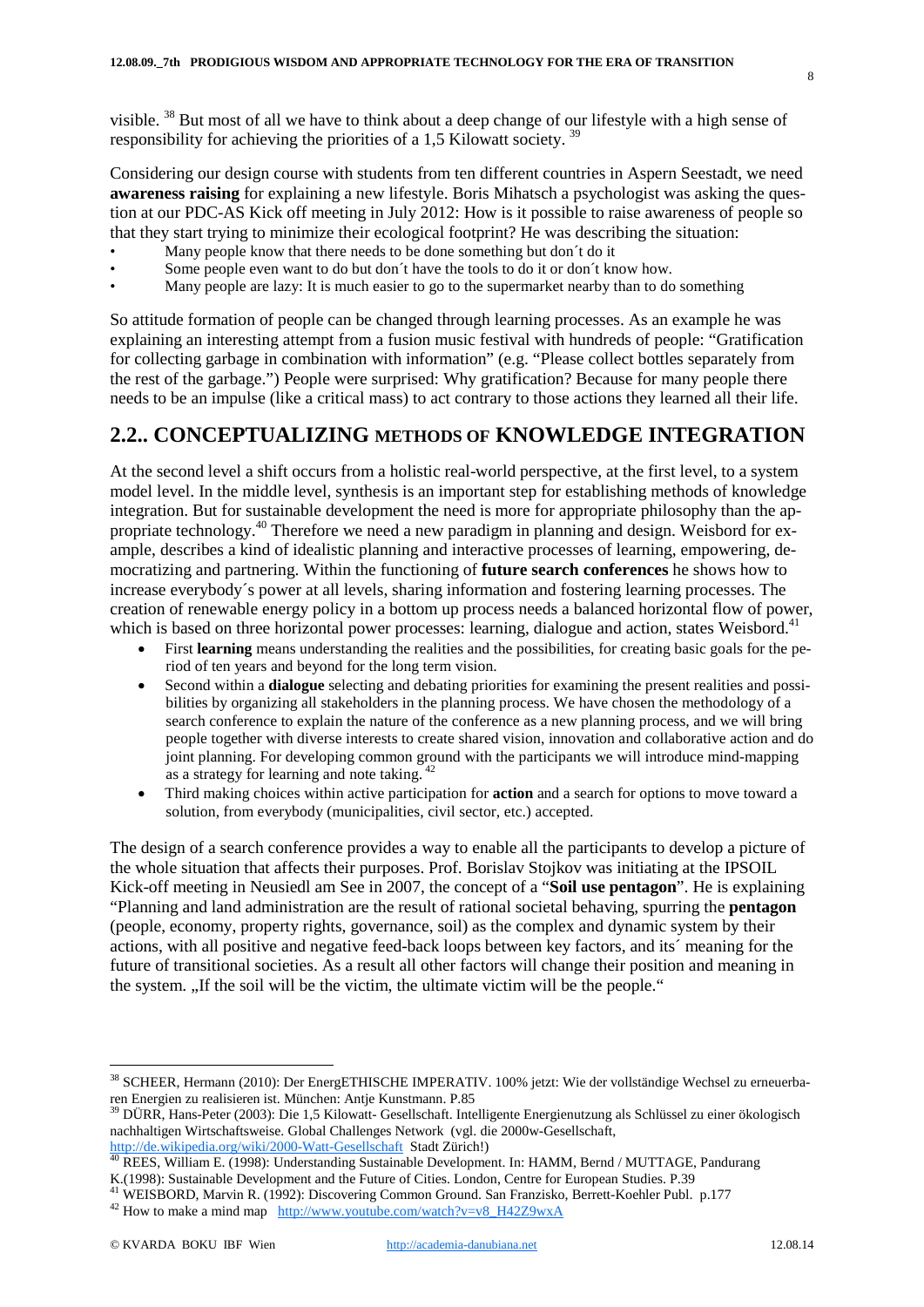visible. [38] But most of all we have to think about a deep change of our lifestyle with a high sense of responsibility for achieving the priorities of a 1,5 Kilowatt society. [39]

Considering our design course with students from ten different countries in Aspern Seestadt, we need **awareness raising** for explaining a new lifestyle. Boris Mihatsch a psychologist was asking the question at our PDC-AS Kick off meeting in July 2012: How is it possible to raise awareness of people so that they start trying to minimize their ecological footprint? He was describing the situation:

- Many people know that there needs to be done something but don´t do it
- Some people even want to do but don´t have the tools to do it or don´t know how.
- Many people are lazy: It is much easier to go to the supermarket nearby than to do something

So attitude formation of people can be changed through learning processes. As an example he was explaining an interesting attempt from a fusion music festival with hundreds of people: "Gratification for collecting garbage in combination with information" (e.g. "Please collect bottles separately from the rest of the garbage.") People were surprised: Why gratification? Because for many people there needs to be an impulse (like a critical mass) to act contrary to those actions they learned all their life.

## 2.2.. CONCEPTUALIZING METHODS OF KNOWLEDGE INTEGRATION

At the second level a shift occurs from a holistic real-world perspective, at the first level, to a system model level. In the middle level, synthesis is an important step for establishing methods of knowledge integration. But for sustainable development the need is more for appropriate philosophy than the appropriate technology.[40] Therefore we need a new paradigm in planning and design. Weisbord for example, describes a kind of idealistic planning and interactive processes of learning, empowering, democratizing and partnering. Within the functioning of **future search conferences** he shows how to increase everybody´s power at all levels, sharing information and fostering learning processes. The creation of renewable energy policy in a bottom up process needs a balanced horizontal flow of power, which is based on three horizontal power processes: learning, dialogue and action, states Weisbord.[41]

- First **learning** means understanding the realities and the possibilities, for creating basic goals for the period of ten years and beyond for the long term vision.
- Second within a **dialogue** selecting and debating priorities for examining the present realities and possibilities by organizing all stakeholders in the planning process. We have chosen the methodology of a search conference to explain the nature of the conference as a new planning process, and we will bring people together with diverse interests to create shared vision, innovation and collaborative action and do joint planning. For developing common ground with the participants we will introduce mind-mapping as a strategy for learning and note taking. [42]
- Third making choices within active participation for **action** and a search for options to move toward a solution, from everybody (municipalities, civil sector, etc.) accepted.

The design of a search conference provides a way to enable all the participants to develop a picture of the whole situation that affects their purposes. Prof. Borislav Stojkov was initiating at the IPSOIL Kick-off meeting in Neusiedl am See in 2007, the concept of a "**Soil use pentagon**". He is explaining "Planning and land administration are the result of rational societal behaving, spurring the **pentagon** (people, economy, property rights, governance, soil) as the complex and dynamic system by their actions, with all positive and negative feed-back loops between key factors, and its´ meaning for the future of transitional societies. As a result all other factors will change their position and meaning in the system. „If the soil will be the victim, the ultimate victim will be the people."

---

[38] SCHEER, Hermann (2010): Der EnergETHISCHE IMPERATIV. 100% jetzt: Wie der vollständige Wechsel zu erneuerbaren Energien zu realisieren ist. München: Antje Kunstmann. P.85

[39] DÜRR, Hans-Peter (2003): Die 1,5 Kilowatt- Gesellschaft. Intelligente Energienutzung als Schlüssel zu einer ökologisch nachhaltigen Wirtschaftsweise. Global Challenges Network (vgl. die 2000w-Gesellschaft, http://de.wikipedia.org/wiki/2000-Watt-Gesellschaft Stadt Zürich!)

[40] REES, William E. (1998): Understanding Sustainable Development. In: HAMM, Bernd / MUTTAGE, Pandurang K.(1998): Sustainable Development and the Future of Cities. London, Centre for European Studies. P.39

[41] WEISBORD, Marvin R. (1992): Discovering Common Ground. San Franzisko, Berrett-Koehler Publ. p.177

[42] How to make a mind map http://www.youtube.com/watch?v=v8_H42Z9wxA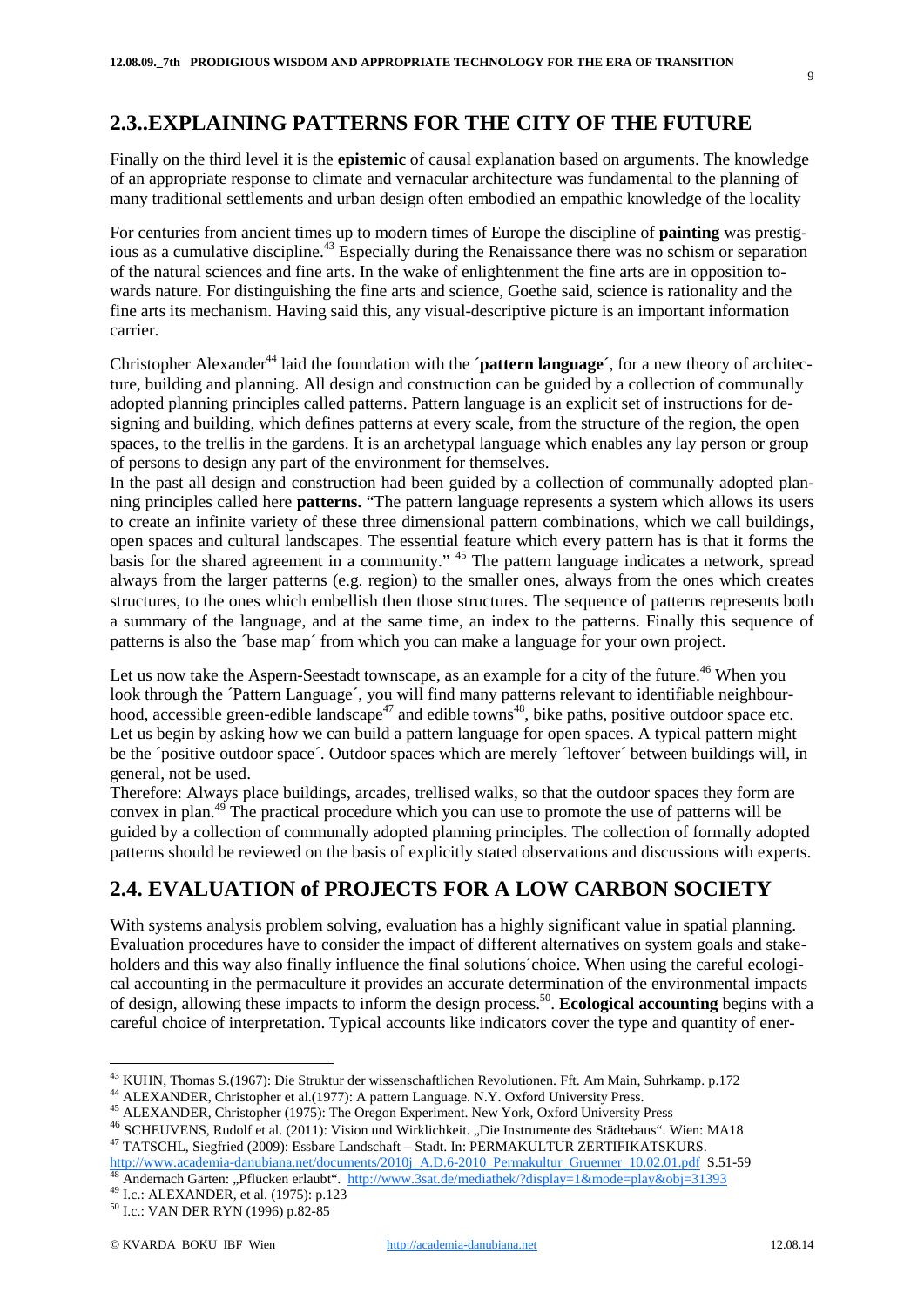## 2.3..EXPLAINING PATTERNS FOR THE CITY OF THE FUTURE

Finally on the third level it is the **epistemic** of causal explanation based on arguments. The knowledge of an appropriate response to climate and vernacular architecture was fundamental to the planning of many traditional settlements and urban design often embodied an empathic knowledge of the locality

For centuries from ancient times up to modern times of Europe the discipline of **painting** was prestigious as a cumulative discipline.[43] Especially during the Renaissance there was no schism or separation of the natural sciences and fine arts. In the wake of enlightenment the fine arts are in opposition towards nature. For distinguishing the fine arts and science, Goethe said, science is rationality and the fine arts its mechanism. Having said this, any visual-descriptive picture is an important information carrier.

Christopher Alexander[44] laid the foundation with the ´**pattern language**´, for a new theory of architecture, building and planning. All design and construction can be guided by a collection of communally adopted planning principles called patterns. Pattern language is an explicit set of instructions for designing and building, which defines patterns at every scale, from the structure of the region, the open spaces, to the trellis in the gardens. It is an archetypal language which enables any lay person or group of persons to design any part of the environment for themselves.
In the past all design and construction had been guided by a collection of communally adopted planning principles called here **patterns.** "The pattern language represents a system which allows its users to create an infinite variety of these three dimensional pattern combinations, which we call buildings, open spaces and cultural landscapes. The essential feature which every pattern has is that it forms the basis for the shared agreement in a community." [45] The pattern language indicates a network, spread always from the larger patterns (e.g. region) to the smaller ones, always from the ones which creates structures, to the ones which embellish then those structures. The sequence of patterns represents both a summary of the language, and at the same time, an index to the patterns. Finally this sequence of patterns is also the ´base map´ from which you can make a language for your own project.

Let us now take the Aspern-Seestadt townscape, as an example for a city of the future.[46] When you look through the ´Pattern Language´, you will find many patterns relevant to identifiable neighbourhood, accessible green-edible landscape[47] and edible towns[48], bike paths, positive outdoor space etc. Let us begin by asking how we can build a pattern language for open spaces. A typical pattern might be the ´positive outdoor space´. Outdoor spaces which are merely ´leftover´ between buildings will, in general, not be used.
Therefore: Always place buildings, arcades, trellised walks, so that the outdoor spaces they form are convex in plan.[49] The practical procedure which you can use to promote the use of patterns will be guided by a collection of communally adopted planning principles. The collection of formally adopted patterns should be reviewed on the basis of explicitly stated observations and discussions with experts.

## 2.4. EVALUATION of PROJECTS FOR A LOW CARBON SOCIETY

With systems analysis problem solving, evaluation has a highly significant value in spatial planning. Evaluation procedures have to consider the impact of different alternatives on system goals and stakeholders and this way also finally influence the final solutions´choice. When using the careful ecological accounting in the permaculture it provides an accurate determination of the environmental impacts of design, allowing these impacts to inform the design process.[50]. **Ecological accounting** begins with a careful choice of interpretation. Typical accounts like indicators cover the type and quantity of ener-

---

[43] KUHN, Thomas S.(1967): Die Struktur der wissenschaftlichen Revolutionen. Fft. Am Main, Suhrkamp. p.172
[44] ALEXANDER, Christopher et al.(1977): A pattern Language. N.Y. Oxford University Press.
[45] ALEXANDER, Christopher (1975): The Oregon Experiment. New York, Oxford University Press
[46] SCHEUVENS, Rudolf et al. (2011): Vision und Wirklichkeit. „Die Instrumente des Städtebaus". Wien: MA18
[47] TATSCHL, Siegfried (2009): Essbare Landschaft – Stadt. In: PERMAKULTUR ZERTIFIKATSKURS. http://www.academia-danubiana.net/documents/2010j_A.D.6-2010_Permakultur_Gruenner_10.02.01.pdf S.51-59
[48] Andernach Gärten: „Pflücken erlaubt". http://www.3sat.de/mediathek/?display=1&mode=play&obj=31393
[49] I.c.: ALEXANDER, et al. (1975): p.123
[50] I.c.: VAN DER RYN (1996) p.82-85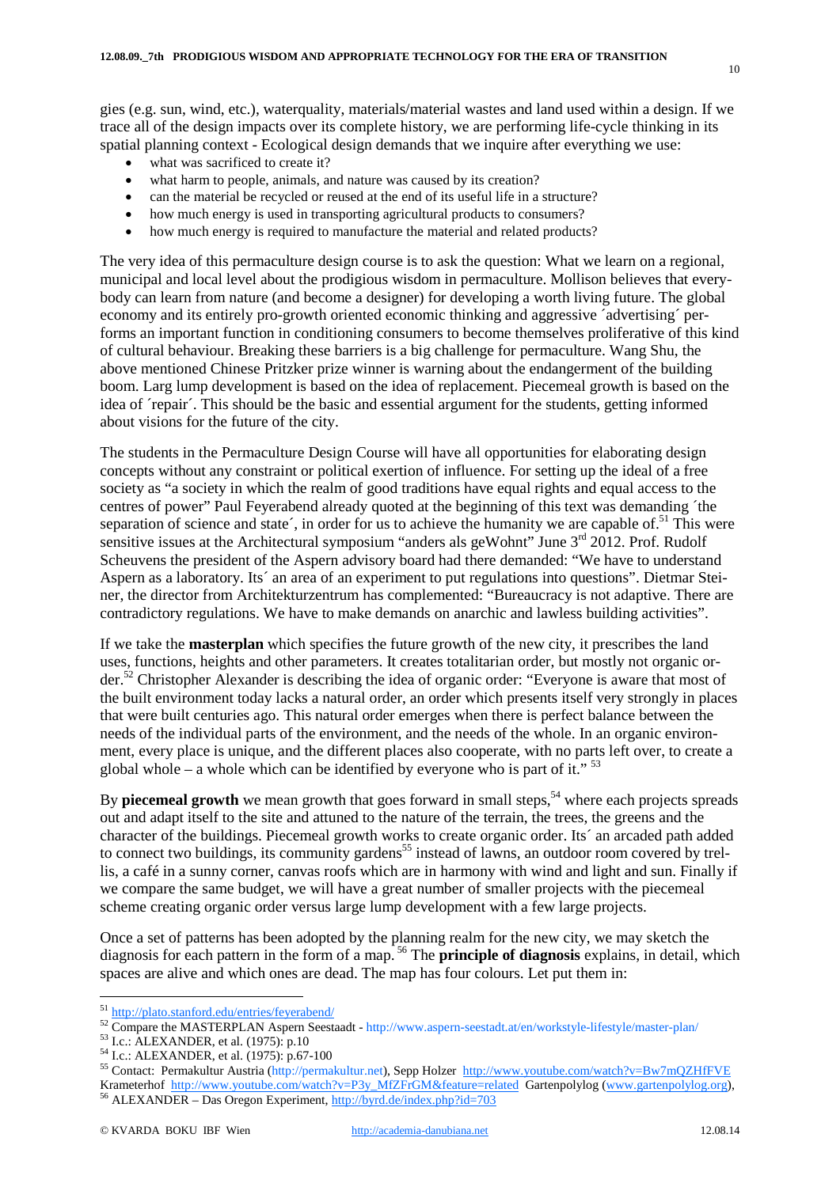gies (e.g. sun, wind, etc.), waterquality, materials/material wastes and land used within a design. If we trace all of the design impacts over its complete history, we are performing life-cycle thinking in its spatial planning context - Ecological design demands that we inquire after everything we use:

- what was sacrificed to create it?
- what harm to people, animals, and nature was caused by its creation?
- can the material be recycled or reused at the end of its useful life in a structure?
- how much energy is used in transporting agricultural products to consumers?
- how much energy is required to manufacture the material and related products?

The very idea of this permaculture design course is to ask the question: What we learn on a regional, municipal and local level about the prodigious wisdom in permaculture. Mollison believes that everybody can learn from nature (and become a designer) for developing a worth living future. The global economy and its entirely pro-growth oriented economic thinking and aggressive ´advertising´ performs an important function in conditioning consumers to become themselves proliferative of this kind of cultural behaviour. Breaking these barriers is a big challenge for permaculture. Wang Shu, the above mentioned Chinese Pritzker prize winner is warning about the endangerment of the building boom. Larg lump development is based on the idea of replacement. Piecemeal growth is based on the idea of ´repair´. This should be the basic and essential argument for the students, getting informed about visions for the future of the city.

The students in the Permaculture Design Course will have all opportunities for elaborating design concepts without any constraint or political exertion of influence. For setting up the ideal of a free society as "a society in which the realm of good traditions have equal rights and equal access to the centres of power" Paul Feyerabend already quoted at the beginning of this text was demanding ´the separation of science and state´, in order for us to achieve the humanity we are capable of.[51] This were sensitive issues at the Architectural symposium "anders als geWohnt" June 3rd 2012. Prof. Rudolf Scheuvens the president of the Aspern advisory board had there demanded: "We have to understand Aspern as a laboratory. Its´ an area of an experiment to put regulations into questions". Dietmar Steiner, the director from Architekturzentrum has complemented: "Bureaucracy is not adaptive. There are contradictory regulations. We have to make demands on anarchic and lawless building activities".

If we take the **masterplan** which specifies the future growth of the new city, it prescribes the land uses, functions, heights and other parameters. It creates totalitarian order, but mostly not organic order.[52] Christopher Alexander is describing the idea of organic order: "Everyone is aware that most of the built environment today lacks a natural order, an order which presents itself very strongly in places that were built centuries ago. This natural order emerges when there is perfect balance between the needs of the individual parts of the environment, and the needs of the whole. In an organic environment, every place is unique, and the different places also cooperate, with no parts left over, to create a global whole – a whole which can be identified by everyone who is part of it." [53]

By **piecemeal growth** we mean growth that goes forward in small steps,[54] where each projects spreads out and adapt itself to the site and attuned to the nature of the terrain, the trees, the greens and the character of the buildings. Piecemeal growth works to create organic order. Its´ an arcaded path added to connect two buildings, its community gardens[55] instead of lawns, an outdoor room covered by trellis, a café in a sunny corner, canvas roofs which are in harmony with wind and light and sun. Finally if we compare the same budget, we will have a great number of smaller projects with the piecemeal scheme creating organic order versus large lump development with a few large projects.

Once a set of patterns has been adopted by the planning realm for the new city, we may sketch the diagnosis for each pattern in the form of a map.[56] The **principle of diagnosis** explains, in detail, which spaces are alive and which ones are dead. The map has four colours. Let put them in:

---

[51] http://plato.stanford.edu/entries/feyerabend/
[52] Compare the MASTERPLAN Aspern Seestaadt - http://www.aspern-seestadt.at/en/workstyle-lifestyle/master-plan/
[53] I.c.: ALEXANDER, et al. (1975): p.10
[54] I.c.: ALEXANDER, et al. (1975): p.67-100
[55] Contact: Permakultur Austria (http://permakultur.net), Sepp Holzer http://www.youtube.com/watch?v=Bw7mQZHfFVE Krameterhof http://www.youtube.com/watch?v=P3y_MfZFrGM&feature=related Gartenpolylog (www.gartenpolylog.org),
[56] ALEXANDER – Das Oregon Experiment, http://byrd.de/index.php?id=703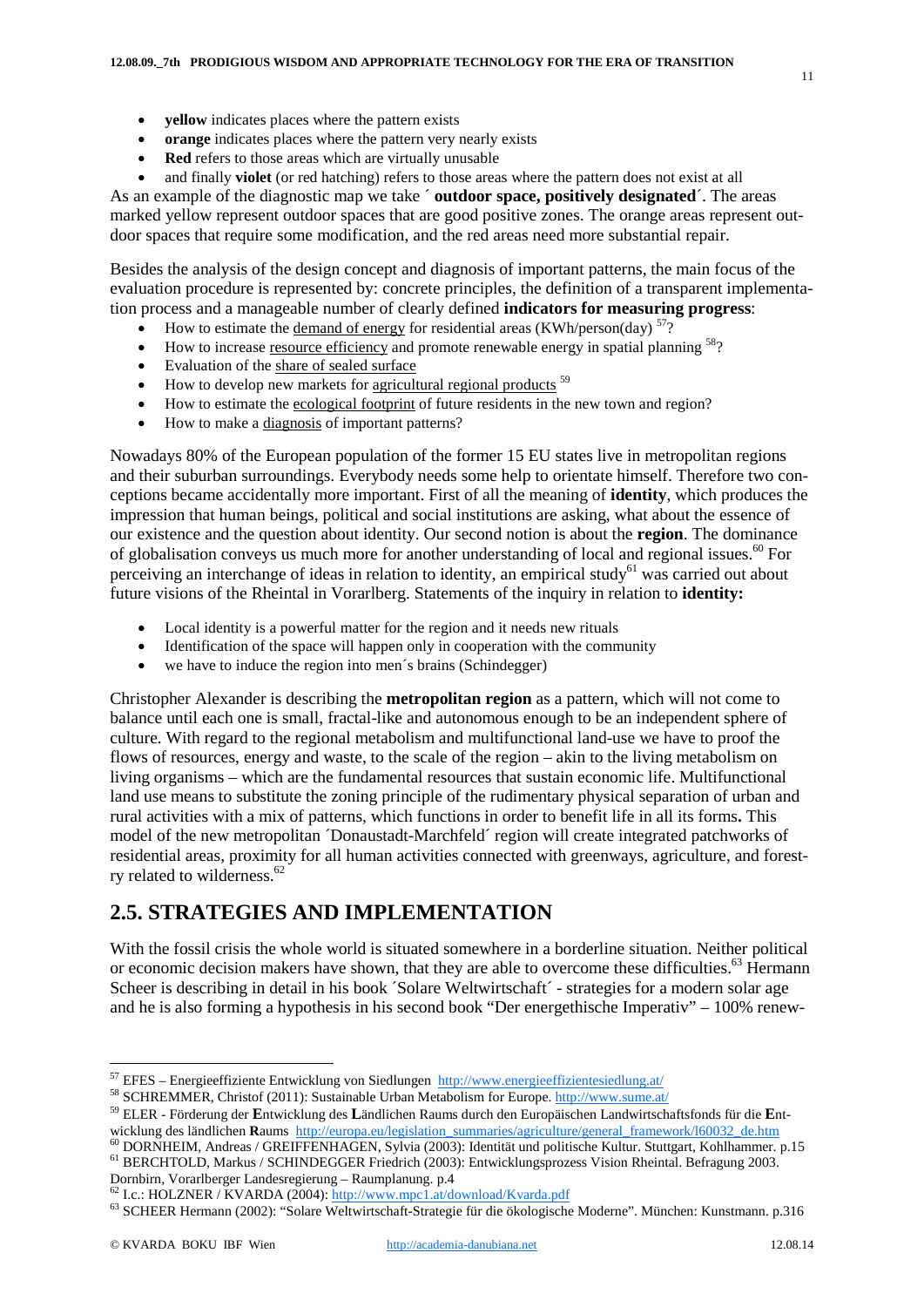- **yellow** indicates places where the pattern exists
- **orange** indicates places where the pattern very nearly exists
- **Red** refers to those areas which are virtually unusable
- and finally **violet** (or red hatching) refers to those areas where the pattern does not exist at all

As an example of the diagnostic map we take ´ **outdoor space, positively designated**´. The areas marked yellow represent outdoor spaces that are good positive zones. The orange areas represent outdoor spaces that require some modification, and the red areas need more substantial repair.

Besides the analysis of the design concept and diagnosis of important patterns, the main focus of the evaluation procedure is represented by: concrete principles, the definition of a transparent implementation process and a manageable number of clearly defined **indicators for measuring progress**:

- How to estimate the demand of energy for residential areas (KWh/person(day) [57]?
- How to increase resource efficiency and promote renewable energy in spatial planning [58]?
- Evaluation of the share of sealed surface
- How to develop new markets for agricultural regional products [59]
- How to estimate the ecological footprint of future residents in the new town and region?
- How to make a diagnosis of important patterns?

Nowadays 80% of the European population of the former 15 EU states live in metropolitan regions and their suburban surroundings. Everybody needs some help to orientate himself. Therefore two conceptions became accidentally more important. First of all the meaning of **identity**, which produces the impression that human beings, political and social institutions are asking, what about the essence of our existence and the question about identity. Our second notion is about the **region**. The dominance of globalisation conveys us much more for another understanding of local and regional issues.[60] For perceiving an interchange of ideas in relation to identity, an empirical study[61] was carried out about future visions of the Rheintal in Vorarlberg. Statements of the inquiry in relation to **identity:**

- Local identity is a powerful matter for the region and it needs new rituals
- Identification of the space will happen only in cooperation with the community
- we have to induce the region into men´s brains (Schindegger)

Christopher Alexander is describing the **metropolitan region** as a pattern, which will not come to balance until each one is small, fractal-like and autonomous enough to be an independent sphere of culture. With regard to the regional metabolism and multifunctional land-use we have to proof the flows of resources, energy and waste, to the scale of the region – akin to the living metabolism on living organisms – which are the fundamental resources that sustain economic life. Multifunctional land use means to substitute the zoning principle of the rudimentary physical separation of urban and rural activities with a mix of patterns, which functions in order to benefit life in all its forms**.** This model of the new metropolitan ´Donaustadt-Marchfeld´ region will create integrated patchworks of residential areas, proximity for all human activities connected with greenways, agriculture, and forestry related to wilderness.[62]

## 2.5. STRATEGIES AND IMPLEMENTATION

With the fossil crisis the whole world is situated somewhere in a borderline situation. Neither political or economic decision makers have shown, that they are able to overcome these difficulties.[63] Hermann Scheer is describing in detail in his book ´Solare Weltwirtschaft´ - strategies for a modern solar age and he is also forming a hypothesis in his second book "Der energethische Imperativ" – 100% renew-

---

[57] EFES – Energieeffiziente Entwicklung von Siedlungen http://www.energieeffizientesiedlung.at/

[58] SCHREMMER, Christof (2011): Sustainable Urban Metabolism for Europe. http://www.sume.at/

[59] ELER - Förderung der **E**ntwicklung des **L**ändlichen Raums durch den Europäischen Landwirtschaftsfonds für die **E**ntwicklung des ländlichen **R**aums http://europa.eu/legislation_summaries/agriculture/general_framework/l60032_de.htm

[60] DORNHEIM, Andreas / GREIFFENHAGEN, Sylvia (2003): Identität und politische Kultur. Stuttgart, Kohlhammer. p.15

[61] BERCHTOLD, Markus / SCHINDEGGER Friedrich (2003): Entwicklungsprozess Vision Rheintal. Befragung 2003. Dornbirn, Vorarlberger Landesregierung – Raumplanung. p.4

[62] I.c.: HOLZNER / KVARDA (2004): http://www.mpc1.at/download/Kvarda.pdf

[63] SCHEER Hermann (2002): "Solare Weltwirtschaft-Strategie für die ökologische Moderne". München: Kunstmann. p.316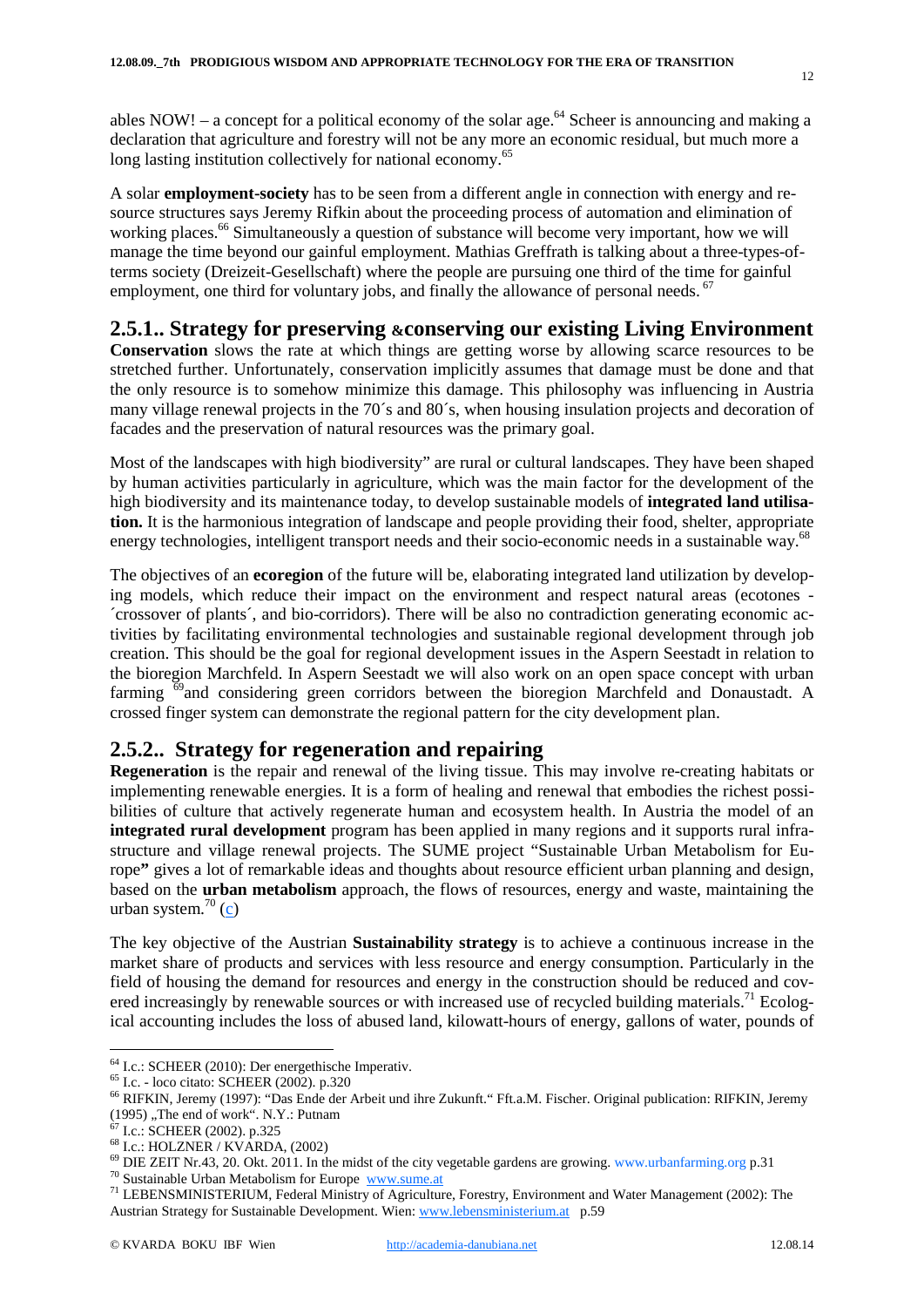ables NOW! – a concept for a political economy of the solar age.[64] Scheer is announcing and making a declaration that agriculture and forestry will not be any more an economic residual, but much more a long lasting institution collectively for national economy.[65]

A solar **employment-society** has to be seen from a different angle in connection with energy and resource structures says Jeremy Rifkin about the proceeding process of automation and elimination of working places.[66] Simultaneously a question of substance will become very important, how we will manage the time beyond our gainful employment. Mathias Greffrath is talking about a three-types-of-terms society (Dreizeit-Gesellschaft) where the people are pursuing one third of the time for gainful employment, one third for voluntary jobs, and finally the allowance of personal needs. [67]

## 2.5.1.. Strategy for preserving &conserving our existing Living Environment

**Conservation** slows the rate at which things are getting worse by allowing scarce resources to be stretched further. Unfortunately, conservation implicitly assumes that damage must be done and that the only resource is to somehow minimize this damage. This philosophy was influencing in Austria many village renewal projects in the 70´s and 80´s, when housing insulation projects and decoration of facades and the preservation of natural resources was the primary goal.

Most of the landscapes with high biodiversity" are rural or cultural landscapes. They have been shaped by human activities particularly in agriculture, which was the main factor for the development of the high biodiversity and its maintenance today, to develop sustainable models of **integrated land utilisation.** It is the harmonious integration of landscape and people providing their food, shelter, appropriate energy technologies, intelligent transport needs and their socio-economic needs in a sustainable way.[68]

The objectives of an **ecoregion** of the future will be, elaborating integrated land utilization by developing models, which reduce their impact on the environment and respect natural areas (ecotones - ´crossover of plants´, and bio-corridors). There will be also no contradiction generating economic activities by facilitating environmental technologies and sustainable regional development through job creation. This should be the goal for regional development issues in the Aspern Seestadt in relation to the bioregion Marchfeld. In Aspern Seestadt we will also work on an open space concept with urban farming [69]and considering green corridors between the bioregion Marchfeld and Donaustadt. A crossed finger system can demonstrate the regional pattern for the city development plan.

## 2.5.2.. Strategy for regeneration and repairing

**Regeneration** is the repair and renewal of the living tissue. This may involve re-creating habitats or implementing renewable energies. It is a form of healing and renewal that embodies the richest possibilities of culture that actively regenerate human and ecosystem health. In Austria the model of an **integrated rural development** program has been applied in many regions and it supports rural infrastructure and village renewal projects. The SUME project "Sustainable Urban Metabolism for Europe**"** gives a lot of remarkable ideas and thoughts about resource efficient urban planning and design, based on the **urban metabolism** approach, the flows of resources, energy and waste, maintaining the urban system.[70] (c)

The key objective of the Austrian **Sustainability strategy** is to achieve a continuous increase in the market share of products and services with less resource and energy consumption. Particularly in the field of housing the demand for resources and energy in the construction should be reduced and covered increasingly by renewable sources or with increased use of recycled building materials.[71] Ecological accounting includes the loss of abused land, kilowatt-hours of energy, gallons of water, pounds of

---

[64] I.c.: SCHEER (2010): Der energethische Imperativ.

[65] I.c. - loco citato: SCHEER (2002). p.320

[66] RIFKIN, Jeremy (1997): "Das Ende der Arbeit und ihre Zukunft." Fft.a.M. Fischer. Original publication: RIFKIN, Jeremy (1995) „The end of work". N.Y.: Putnam

[67] I.c.: SCHEER (2002). p.325

[68] I.c.: HOLZNER / KVARDA, (2002)

[69] DIE ZEIT Nr.43, 20. Okt. 2011. In the midst of the city vegetable gardens are growing. www.urbanfarming.org p.31

[70] Sustainable Urban Metabolism for Europe www.sume.at

[71] LEBENSMINISTERIUM, Federal Ministry of Agriculture, Forestry, Environment and Water Management (2002): The Austrian Strategy for Sustainable Development. Wien: www.lebensministerium.at p.59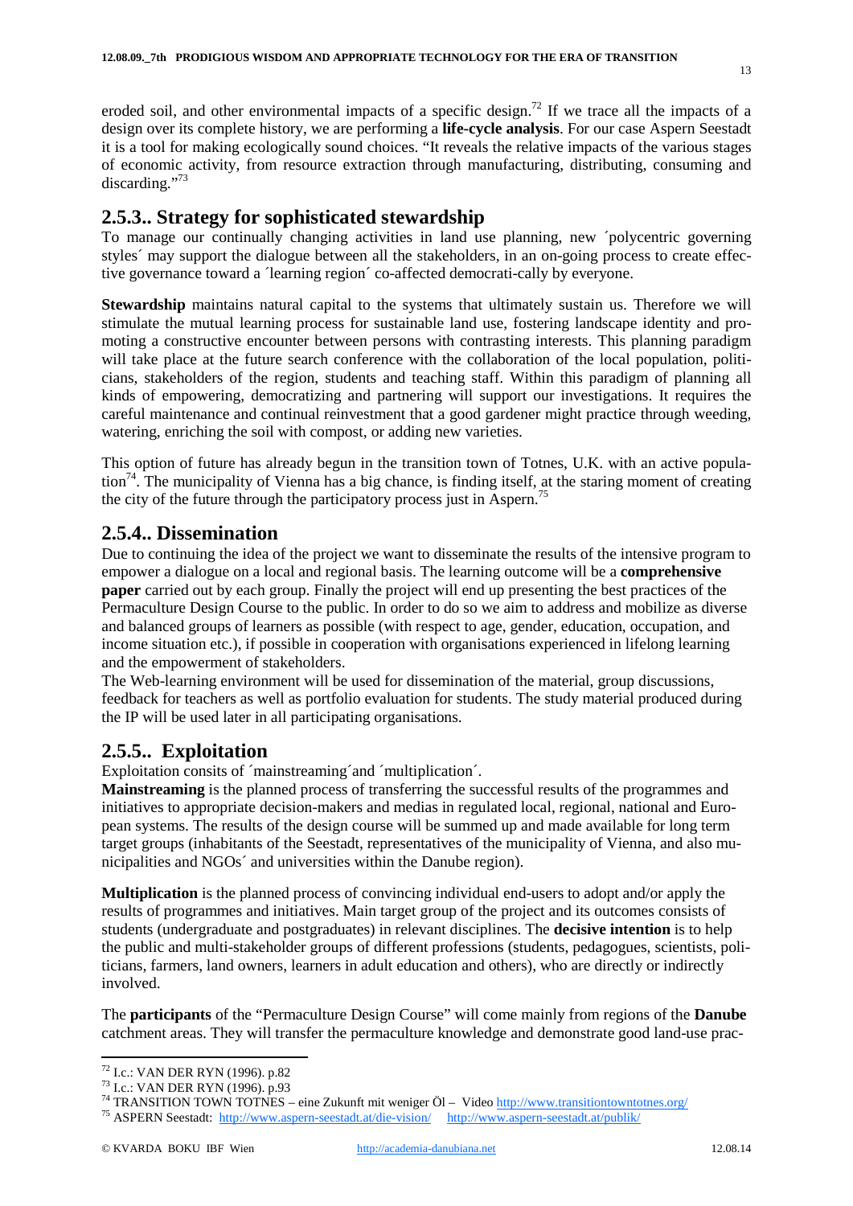eroded soil, and other environmental impacts of a specific design.[72] If we trace all the impacts of a design over its complete history, we are performing a **life-cycle analysis**. For our case Aspern Seestadt it is a tool for making ecologically sound choices. "It reveals the relative impacts of the various stages of economic activity, from resource extraction through manufacturing, distributing, consuming and discarding."[73]

## 2.5.3.. Strategy for sophisticated stewardship

To manage our continually changing activities in land use planning, new ´polycentric governing styles´ may support the dialogue between all the stakeholders, in an on-going process to create effective governance toward a ´learning region´ co-affected democrati-cally by everyone.

**Stewardship** maintains natural capital to the systems that ultimately sustain us. Therefore we will stimulate the mutual learning process for sustainable land use, fostering landscape identity and promoting a constructive encounter between persons with contrasting interests. This planning paradigm will take place at the future search conference with the collaboration of the local population, politicians, stakeholders of the region, students and teaching staff. Within this paradigm of planning all kinds of empowering, democratizing and partnering will support our investigations. It requires the careful maintenance and continual reinvestment that a good gardener might practice through weeding, watering, enriching the soil with compost, or adding new varieties.

This option of future has already begun in the transition town of Totnes, U.K. with an active population[74]. The municipality of Vienna has a big chance, is finding itself, at the staring moment of creating the city of the future through the participatory process just in Aspern.[75]

## 2.5.4.. Dissemination

Due to continuing the idea of the project we want to disseminate the results of the intensive program to empower a dialogue on a local and regional basis. The learning outcome will be a **comprehensive paper** carried out by each group. Finally the project will end up presenting the best practices of the Permaculture Design Course to the public. In order to do so we aim to address and mobilize as diverse and balanced groups of learners as possible (with respect to age, gender, education, occupation, and income situation etc.), if possible in cooperation with organisations experienced in lifelong learning and the empowerment of stakeholders.

The Web-learning environment will be used for dissemination of the material, group discussions, feedback for teachers as well as portfolio evaluation for students. The study material produced during the IP will be used later in all participating organisations.

## 2.5.5.. Exploitation

Exploitation consits of ´mainstreaming´and ´multiplication´.

**Mainstreaming** is the planned process of transferring the successful results of the programmes and initiatives to appropriate decision-makers and medias in regulated local, regional, national and European systems. The results of the design course will be summed up and made available for long term target groups (inhabitants of the Seestadt, representatives of the municipality of Vienna, and also municipalities and NGOs´ and universities within the Danube region).

**Multiplication** is the planned process of convincing individual end-users to adopt and/or apply the results of programmes and initiatives. Main target group of the project and its outcomes consists of students (undergraduate and postgraduates) in relevant disciplines. The **decisive intention** is to help the public and multi-stakeholder groups of different professions (students, pedagogues, scientists, politicians, farmers, land owners, learners in adult education and others), who are directly or indirectly involved.

The **participants** of the "Permaculture Design Course" will come mainly from regions of the **Danube** catchment areas. They will transfer the permaculture knowledge and demonstrate good land-use prac-

---

[72] I.c.: VAN DER RYN (1996). p.82

[73] I.c.: VAN DER RYN (1996). p.93

[74] TRANSITION TOWN TOTNES – eine Zukunft mit weniger Öl – Video http://www.transitiontowntotnes.org/

[75] ASPERN Seestadt: http://www.aspern-seestadt.at/die-vision/ http://www.aspern-seestadt.at/publik/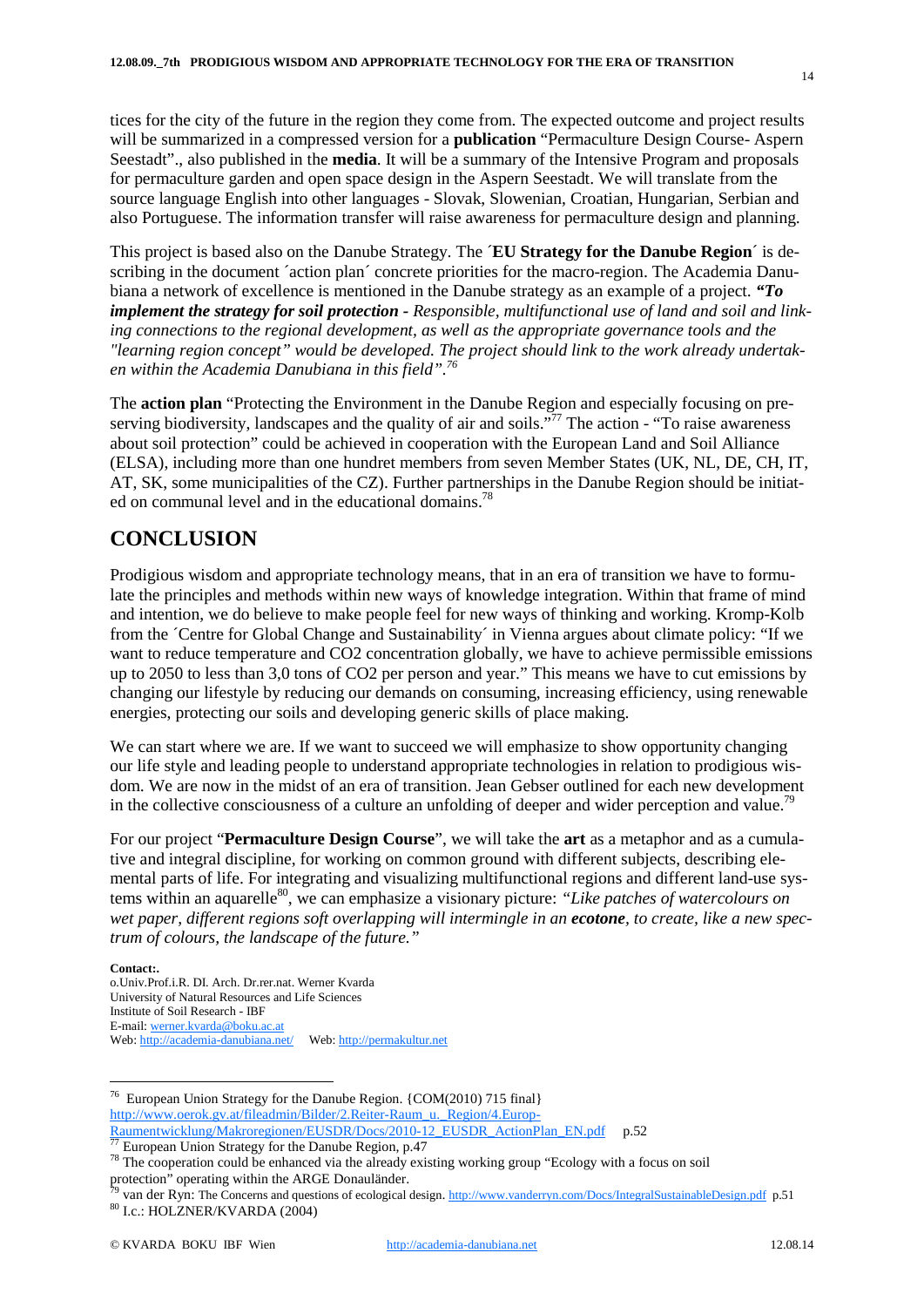tices for the city of the future in the region they come from. The expected outcome and project results will be summarized in a compressed version for a **publication** "Permaculture Design Course- Aspern Seestadt"., also published in the **media**. It will be a summary of the Intensive Program and proposals for permaculture garden and open space design in the Aspern Seestadt. We will translate from the source language English into other languages - Slovak, Slowenian, Croatian, Hungarian, Serbian and also Portuguese. The information transfer will raise awareness for permaculture design and planning.

This project is based also on the Danube Strategy. The ´**EU Strategy for the Danube Region**´ is describing in the document ´action plan´ concrete priorities for the macro-region. The Academia Danubiana a network of excellence is mentioned in the Danube strategy as an example of a project. ***"To implement the strategy for soil protection** - Responsible, multifunctional use of land and soil and linking connections to the regional development, as well as the appropriate governance tools and the "learning region concept" would be developed. The project should link to the work already undertaken within the Academia Danubiana in this field".*[76]

The **action plan** "Protecting the Environment in the Danube Region and especially focusing on preserving biodiversity, landscapes and the quality of air and soils."[77] The action - "To raise awareness about soil protection" could be achieved in cooperation with the European Land and Soil Alliance (ELSA), including more than one hundret members from seven Member States (UK, NL, DE, CH, IT, AT, SK, some municipalities of the CZ). Further partnerships in the Danube Region should be initiated on communal level and in the educational domains.[78]

## CONCLUSION

Prodigious wisdom and appropriate technology means, that in an era of transition we have to formulate the principles and methods within new ways of knowledge integration. Within that frame of mind and intention, we do believe to make people feel for new ways of thinking and working. Kromp-Kolb from the ´Centre for Global Change and Sustainability´ in Vienna argues about climate policy: "If we want to reduce temperature and CO2 concentration globally, we have to achieve permissible emissions up to 2050 to less than 3,0 tons of CO2 per person and year." This means we have to cut emissions by changing our lifestyle by reducing our demands on consuming, increasing efficiency, using renewable energies, protecting our soils and developing generic skills of place making.

We can start where we are. If we want to succeed we will emphasize to show opportunity changing our life style and leading people to understand appropriate technologies in relation to prodigious wisdom. We are now in the midst of an era of transition. Jean Gebser outlined for each new development in the collective consciousness of a culture an unfolding of deeper and wider perception and value.[79]

For our project "**Permaculture Design Course**", we will take the **art** as a metaphor and as a cumulative and integral discipline, for working on common ground with different subjects, describing elemental parts of life. For integrating and visualizing multifunctional regions and different land-use systems within an aquarelle[80], we can emphasize a visionary picture: *"Like patches of watercolours on wet paper, different regions soft overlapping will intermingle in an **ecotone**, to create, like a new spectrum of colours, the landscape of the future."*

**Contact:.**
o.Univ.Prof.i.R. DI. Arch. Dr.rer.nat. Werner Kvarda
University of Natural Resources and Life Sciences
Institute of Soil Research - IBF
E-mail: werner.kvarda@boku.ac.at
Web: http://academia-danubiana.net/ Web: http://permakultur.net

---

[76] European Union Strategy for the Danube Region. {COM(2010) 715 final} http://www.oerok.gv.at/fileadmin/Bilder/2.Reiter-Raum_u._Region/4.Europ-Raumentwicklung/Makroregionen/EUSDR/Docs/2010-12_EUSDR_ActionPlan_EN.pdf p.52

[77] European Union Strategy for the Danube Region, p.47

[78] The cooperation could be enhanced via the already existing working group "Ecology with a focus on soil protection" operating within the ARGE Donauländer.

[79] van der Ryn: The Concerns and questions of ecological design. http://www.vanderryn.com/Docs/IntegralSustainableDesign.pdf p.51

[80] I.c.: HOLZNER/KVARDA (2004)